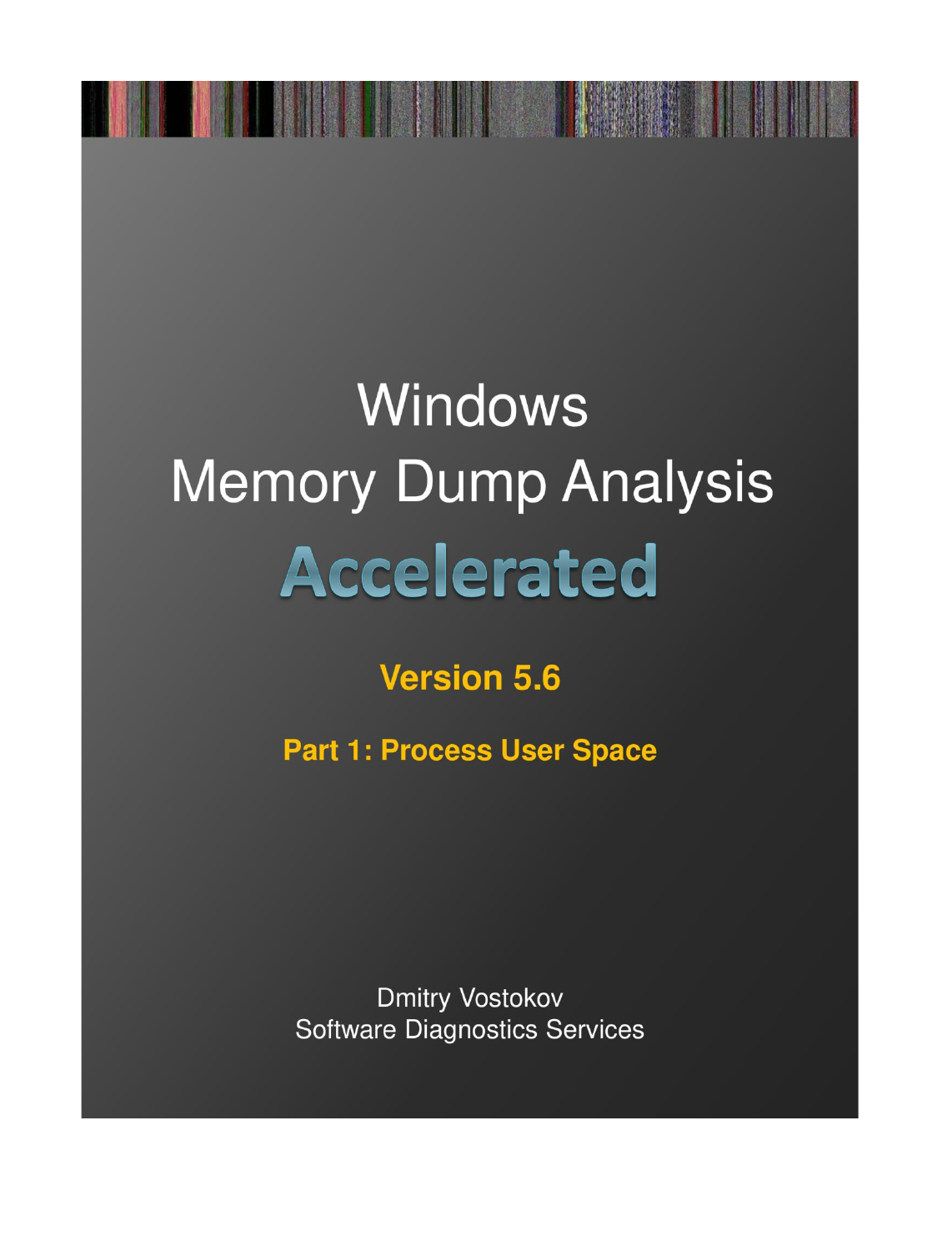# Windows Memory Dump Analysis

# Accelerated

## Version 5.6

### Part 1: Process User Space

Dmitry Vostokov

Software Diagnostics Services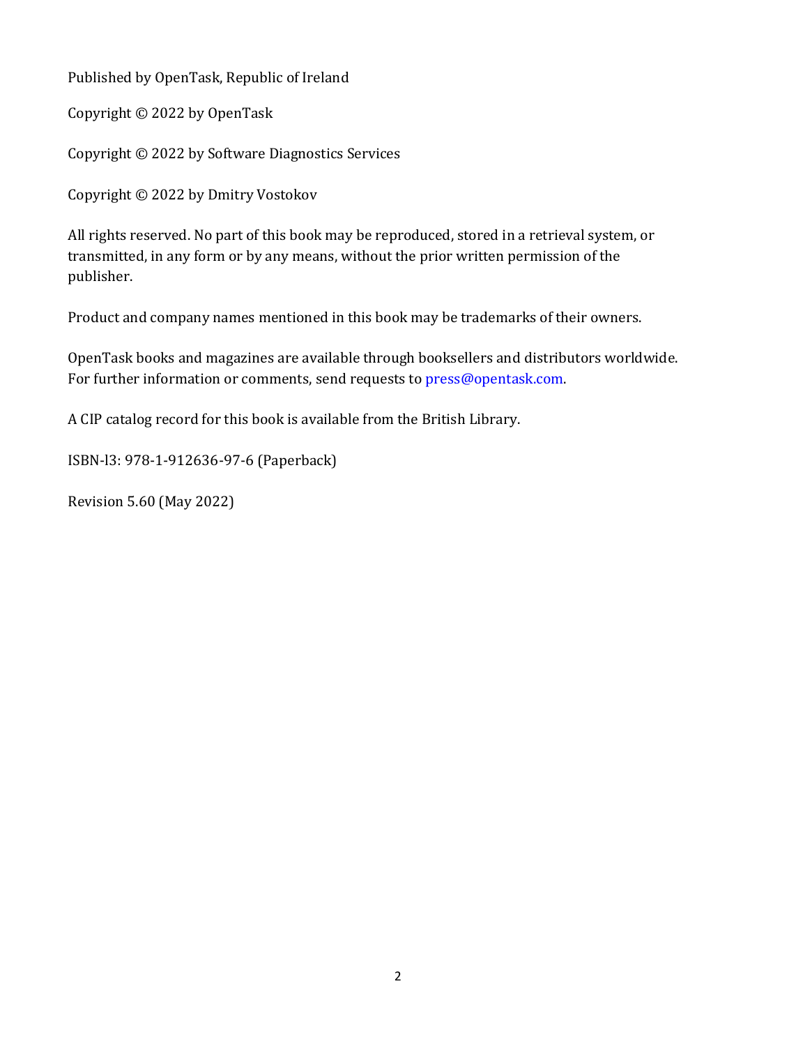Published by OpenTask, Republic of Ireland

Copyright © 2022 by OpenTask

Copyright © 2022 by Software Diagnostics Services

Copyright © 2022 by Dmitry Vostokov

All rights reserved. No part of this book may be reproduced, stored in a retrieval system, or transmitted, in any form or by any means, without the prior written permission of the publisher.

Product and company names mentioned in this book may be trademarks of their owners.

OpenTask books and magazines are available through booksellers and distributors worldwide. For further information or comments, send requests to press@opentask.com.

A CIP catalog record for this book is available from the British Library.

ISBN-l3: 978-1-912636-97-6 (Paperback)

Revision 5.60 (May 2022)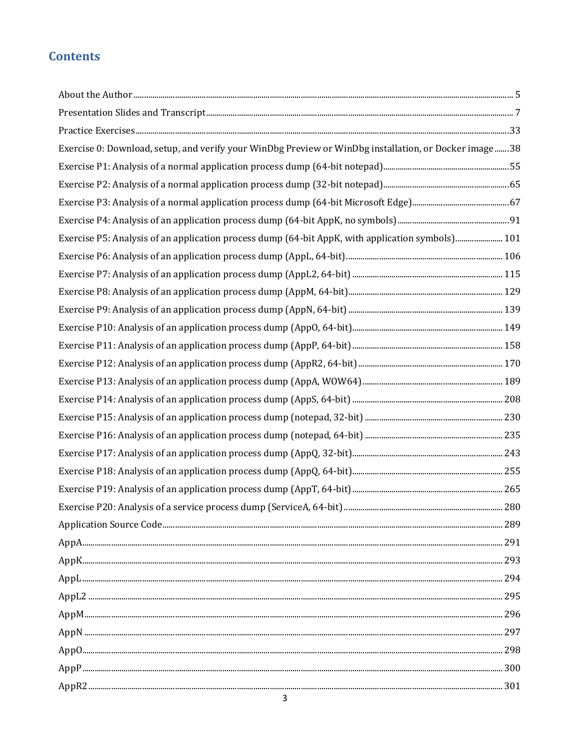# Contents

About the Author ........ 5

Presentation Slides and Transcript ........ 7

Practice Exercises ........ 33

Exercise 0: Download, setup, and verify your WinDbg Preview or WinDbg installation, or Docker image ........ 38

Exercise P1: Analysis of a normal application process dump (64-bit notepad) ........ 55

Exercise P2: Analysis of a normal application process dump (32-bit notepad) ........ 65

Exercise P3: Analysis of a normal application process dump (64-bit Microsoft Edge) ........ 67

Exercise P4: Analysis of an application process dump (64-bit AppK, no symbols) ........ 91

Exercise P5: Analysis of an application process dump (64-bit AppK, with application symbols) ........ 101

Exercise P6: Analysis of an application process dump (AppL, 64-bit) ........ 106

Exercise P7: Analysis of an application process dump (AppL2, 64-bit) ........ 115

Exercise P8: Analysis of an application process dump (AppM, 64-bit) ........ 129

Exercise P9: Analysis of an application process dump (AppN, 64-bit) ........ 139

Exercise P10: Analysis of an application process dump (AppO, 64-bit) ........ 149

Exercise P11: Analysis of an application process dump (AppP, 64-bit) ........ 158

Exercise P12: Analysis of an application process dump (AppR2, 64-bit) ........ 170

Exercise P13: Analysis of an application process dump (AppA, WOW64) ........ 189

Exercise P14: Analysis of an application process dump (AppS, 64-bit) ........ 208

Exercise P15: Analysis of an application process dump (notepad, 32-bit) ........ 230

Exercise P16: Analysis of an application process dump (notepad, 64-bit) ........ 235

Exercise P17: Analysis of an application process dump (AppQ, 32-bit) ........ 243

Exercise P18: Analysis of an application process dump (AppQ, 64-bit) ........ 255

Exercise P19: Analysis of an application process dump (AppT, 64-bit) ........ 265

Exercise P20: Analysis of a service process dump (ServiceA, 64-bit) ........ 280

Application Source Code ........ 289

AppA ........ 291

AppK ........ 293

AppL ........ 294

AppL2 ........ 295

AppM ........ 296

AppN ........ 297

AppO ........ 298

AppP ........ 300

AppR2 ........ 301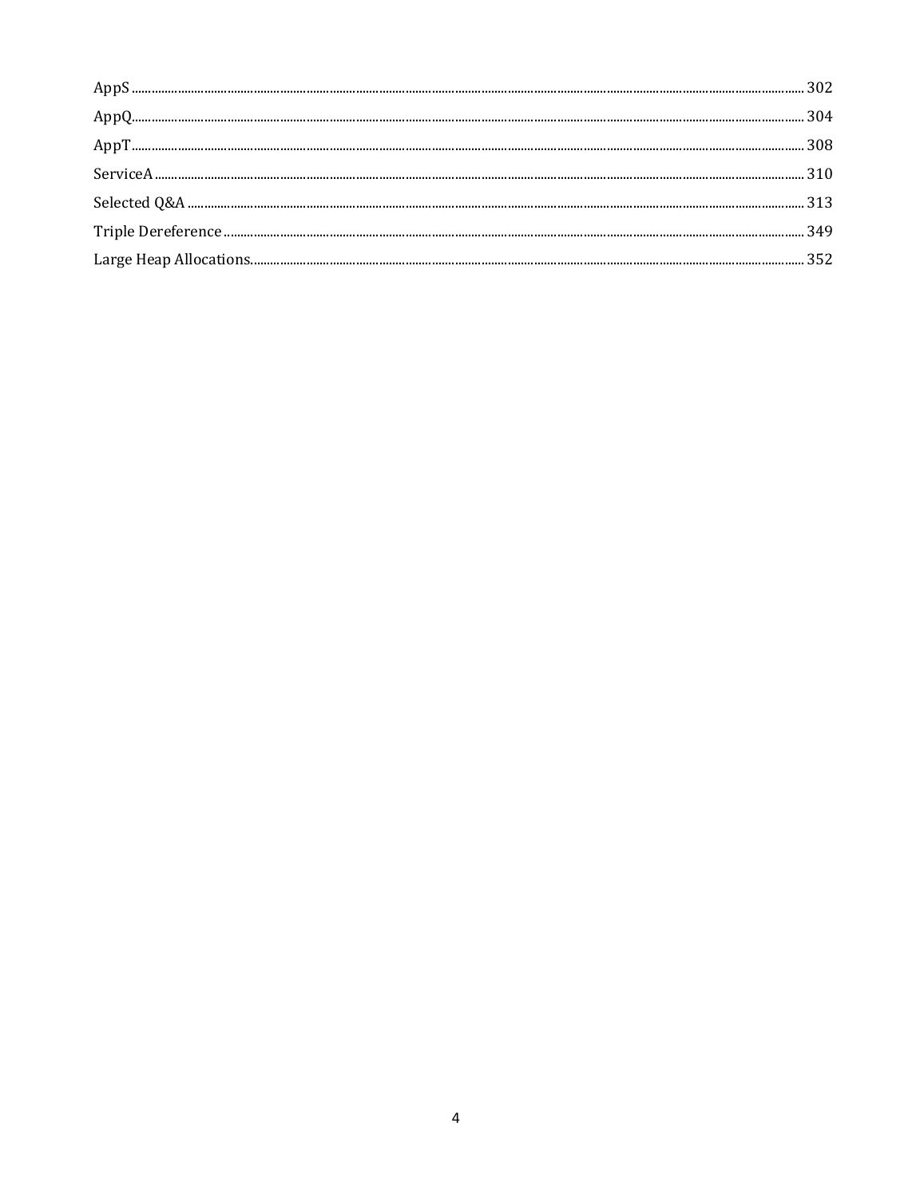AppS ........................................................................................................................................................ 302
AppQ........................................................................................................................................................ 304
AppT ........................................................................................................................................................ 308
ServiceA .................................................................................................................................................... 310
Selected Q&A ............................................................................................................................................ 313
Triple Dereference .................................................................................................................................... 349
Large Heap Allocations.............................................................................................................................. 352